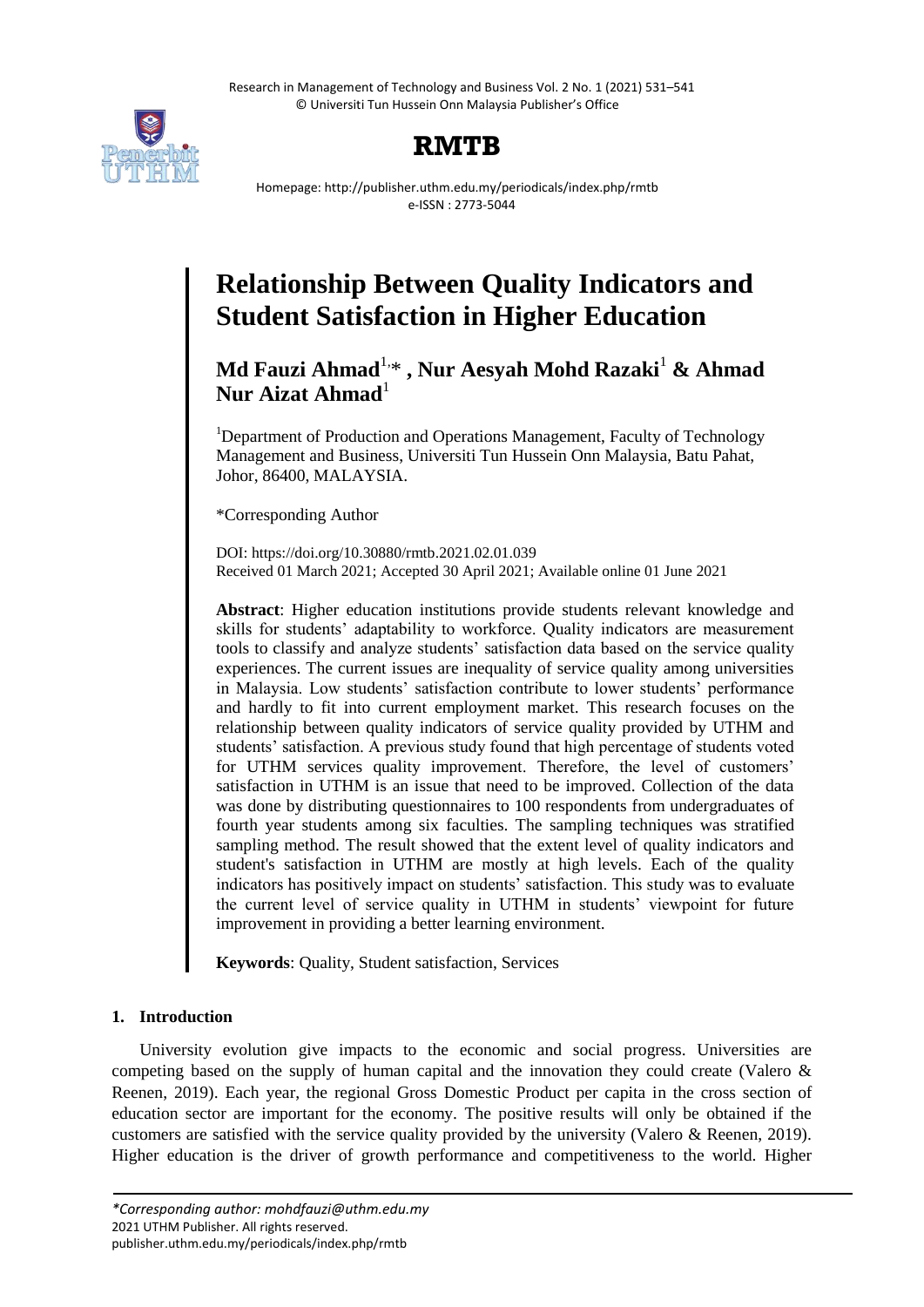# Relationship Between Quality Indicators and Student Satisfaction in Higher Education

**Md Fauzi Ahmad**[1,*] **, Nur Aesyah Mohd Razaki**[1] **& Ahmad Nur Aizat Ahmad**[1]

[1]Department of Production and Operations Management, Faculty of Technology Management and Business, Universiti Tun Hussein Onn Malaysia, Batu Pahat, Johor, 86400, MALAYSIA.

*Corresponding Author

DOI: https://doi.org/10.30880/rmtb.2021.02.01.039
Received 01 March 2021; Accepted 30 April 2021; Available online 01 June 2021

**Abstract**: Higher education institutions provide students relevant knowledge and skills for students' adaptability to workforce. Quality indicators are measurement tools to classify and analyze students' satisfaction data based on the service quality experiences. The current issues are inequality of service quality among universities in Malaysia. Low students' satisfaction contribute to lower students' performance and hardly to fit into current employment market. This research focuses on the relationship between quality indicators of service quality provided by UTHM and students' satisfaction. A previous study found that high percentage of students voted for UTHM services quality improvement. Therefore, the level of customers' satisfaction in UTHM is an issue that need to be improved. Collection of the data was done by distributing questionnaires to 100 respondents from undergraduates of fourth year students among six faculties. The sampling techniques was stratified sampling method. The result showed that the extent level of quality indicators and student's satisfaction in UTHM are mostly at high levels. Each of the quality indicators has positively impact on students' satisfaction. This study was to evaluate the current level of service quality in UTHM in students' viewpoint for future improvement in providing a better learning environment.

**Keywords**: Quality, Student satisfaction, Services

## 1. Introduction

University evolution give impacts to the economic and social progress. Universities are competing based on the supply of human capital and the innovation they could create (Valero & Reenen, 2019). Each year, the regional Gross Domestic Product per capita in the cross section of education sector are important for the economy. The positive results will only be obtained if the customers are satisfied with the service quality provided by the university (Valero & Reenen, 2019). Higher education is the driver of growth performance and competitiveness to the world. Higher

*Corresponding author: mohdfauzi@uthm.edu.my*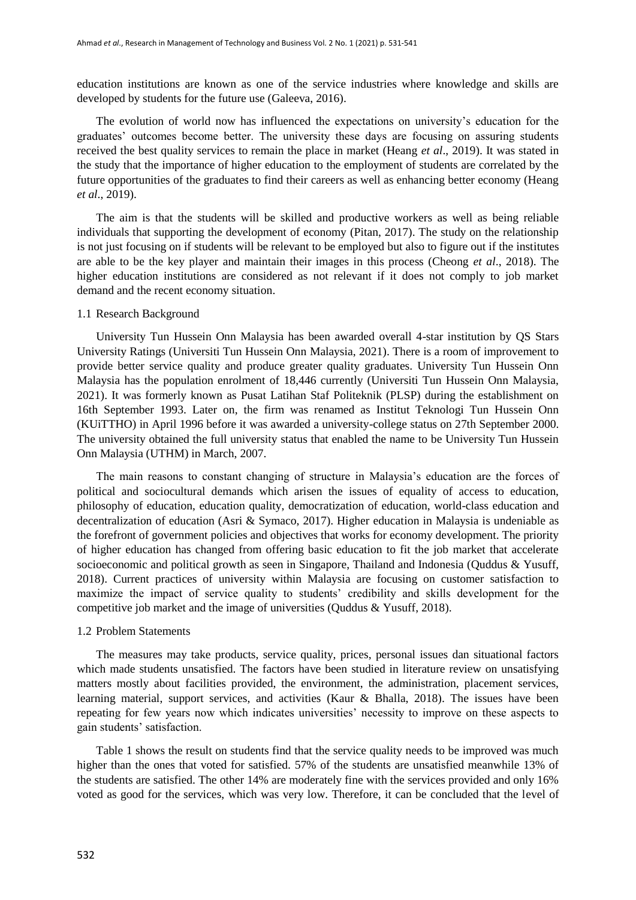education institutions are known as one of the service industries where knowledge and skills are developed by students for the future use (Galeeva, 2016).

The evolution of world now has influenced the expectations on university's education for the graduates' outcomes become better. The university these days are focusing on assuring students received the best quality services to remain the place in market (Heang *et al*., 2019). It was stated in the study that the importance of higher education to the employment of students are correlated by the future opportunities of the graduates to find their careers as well as enhancing better economy (Heang *et al*., 2019).

The aim is that the students will be skilled and productive workers as well as being reliable individuals that supporting the development of economy (Pitan, 2017). The study on the relationship is not just focusing on if students will be relevant to be employed but also to figure out if the institutes are able to be the key player and maintain their images in this process (Cheong *et al*., 2018). The higher education institutions are considered as not relevant if it does not comply to job market demand and the recent economy situation.

### 1.1 Research Background

University Tun Hussein Onn Malaysia has been awarded overall 4-star institution by QS Stars University Ratings (Universiti Tun Hussein Onn Malaysia, 2021). There is a room of improvement to provide better service quality and produce greater quality graduates. University Tun Hussein Onn Malaysia has the population enrolment of 18,446 currently (Universiti Tun Hussein Onn Malaysia, 2021). It was formerly known as Pusat Latihan Staf Politeknik (PLSP) during the establishment on 16th September 1993. Later on, the firm was renamed as Institut Teknologi Tun Hussein Onn (KUiTTHO) in April 1996 before it was awarded a university-college status on 27th September 2000. The university obtained the full university status that enabled the name to be University Tun Hussein Onn Malaysia (UTHM) in March, 2007.

The main reasons to constant changing of structure in Malaysia's education are the forces of political and sociocultural demands which arisen the issues of equality of access to education, philosophy of education, education quality, democratization of education, world-class education and decentralization of education (Asri & Symaco, 2017). Higher education in Malaysia is undeniable as the forefront of government policies and objectives that works for economy development. The priority of higher education has changed from offering basic education to fit the job market that accelerate socioeconomic and political growth as seen in Singapore, Thailand and Indonesia (Quddus & Yusuff, 2018). Current practices of university within Malaysia are focusing on customer satisfaction to maximize the impact of service quality to students' credibility and skills development for the competitive job market and the image of universities (Quddus & Yusuff, 2018).

### 1.2 Problem Statements

The measures may take products, service quality, prices, personal issues dan situational factors which made students unsatisfied. The factors have been studied in literature review on unsatisfying matters mostly about facilities provided, the environment, the administration, placement services, learning material, support services, and activities (Kaur & Bhalla, 2018). The issues have been repeating for few years now which indicates universities' necessity to improve on these aspects to gain students' satisfaction.

Table 1 shows the result on students find that the service quality needs to be improved was much higher than the ones that voted for satisfied. 57% of the students are unsatisfied meanwhile 13% of the students are satisfied. The other 14% are moderately fine with the services provided and only 16% voted as good for the services, which was very low. Therefore, it can be concluded that the level of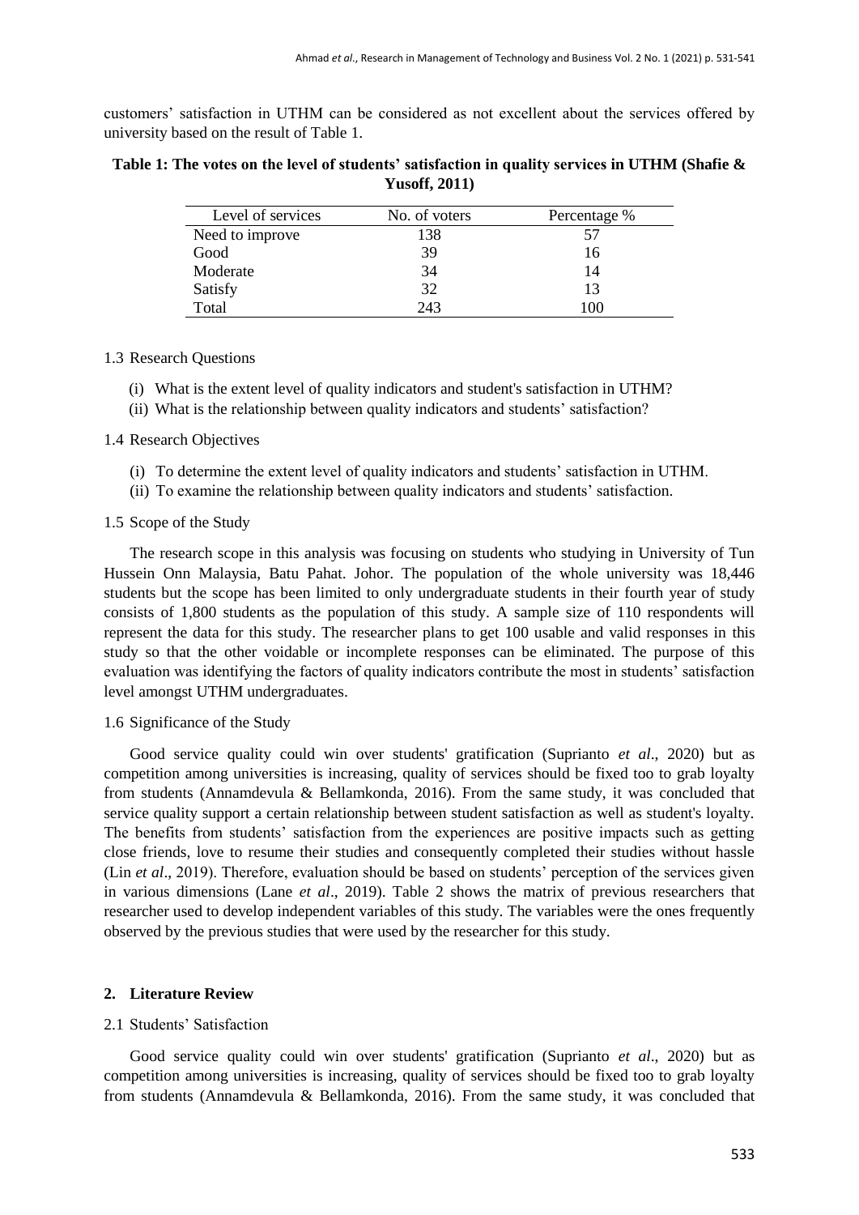customers' satisfaction in UTHM can be considered as not excellent about the services offered by university based on the result of Table 1.

**Table 1: The votes on the level of students' satisfaction in quality services in UTHM (Shafie & Yusoff, 2011)**

| Level of services | No. of voters | Percentage % |
|---|---|---|
| Need to improve | 138 | 57 |
| Good | 39 | 16 |
| Moderate | 34 | 14 |
| Satisfy | 32 | 13 |
| Total | 243 | 100 |

### 1.3 Research Questions

(i) What is the extent level of quality indicators and student's satisfaction in UTHM?
(ii) What is the relationship between quality indicators and students' satisfaction?

### 1.4 Research Objectives

(i) To determine the extent level of quality indicators and students' satisfaction in UTHM.
(ii) To examine the relationship between quality indicators and students' satisfaction.

### 1.5 Scope of the Study

The research scope in this analysis was focusing on students who studying in University of Tun Hussein Onn Malaysia, Batu Pahat. Johor. The population of the whole university was 18,446 students but the scope has been limited to only undergraduate students in their fourth year of study consists of 1,800 students as the population of this study. A sample size of 110 respondents will represent the data for this study. The researcher plans to get 100 usable and valid responses in this study so that the other voidable or incomplete responses can be eliminated. The purpose of this evaluation was identifying the factors of quality indicators contribute the most in students' satisfaction level amongst UTHM undergraduates.

### 1.6 Significance of the Study

Good service quality could win over students' gratification (Suprianto *et al*., 2020) but as competition among universities is increasing, quality of services should be fixed too to grab loyalty from students (Annamdevula & Bellamkonda, 2016). From the same study, it was concluded that service quality support a certain relationship between student satisfaction as well as student's loyalty. The benefits from students' satisfaction from the experiences are positive impacts such as getting close friends, love to resume their studies and consequently completed their studies without hassle (Lin *et al*., 2019). Therefore, evaluation should be based on students' perception of the services given in various dimensions (Lane *et al*., 2019). Table 2 shows the matrix of previous researchers that researcher used to develop independent variables of this study. The variables were the ones frequently observed by the previous studies that were used by the researcher for this study.

## 2. Literature Review

### 2.1 Students' Satisfaction

Good service quality could win over students' gratification (Suprianto *et al*., 2020) but as competition among universities is increasing, quality of services should be fixed too to grab loyalty from students (Annamdevula & Bellamkonda, 2016). From the same study, it was concluded that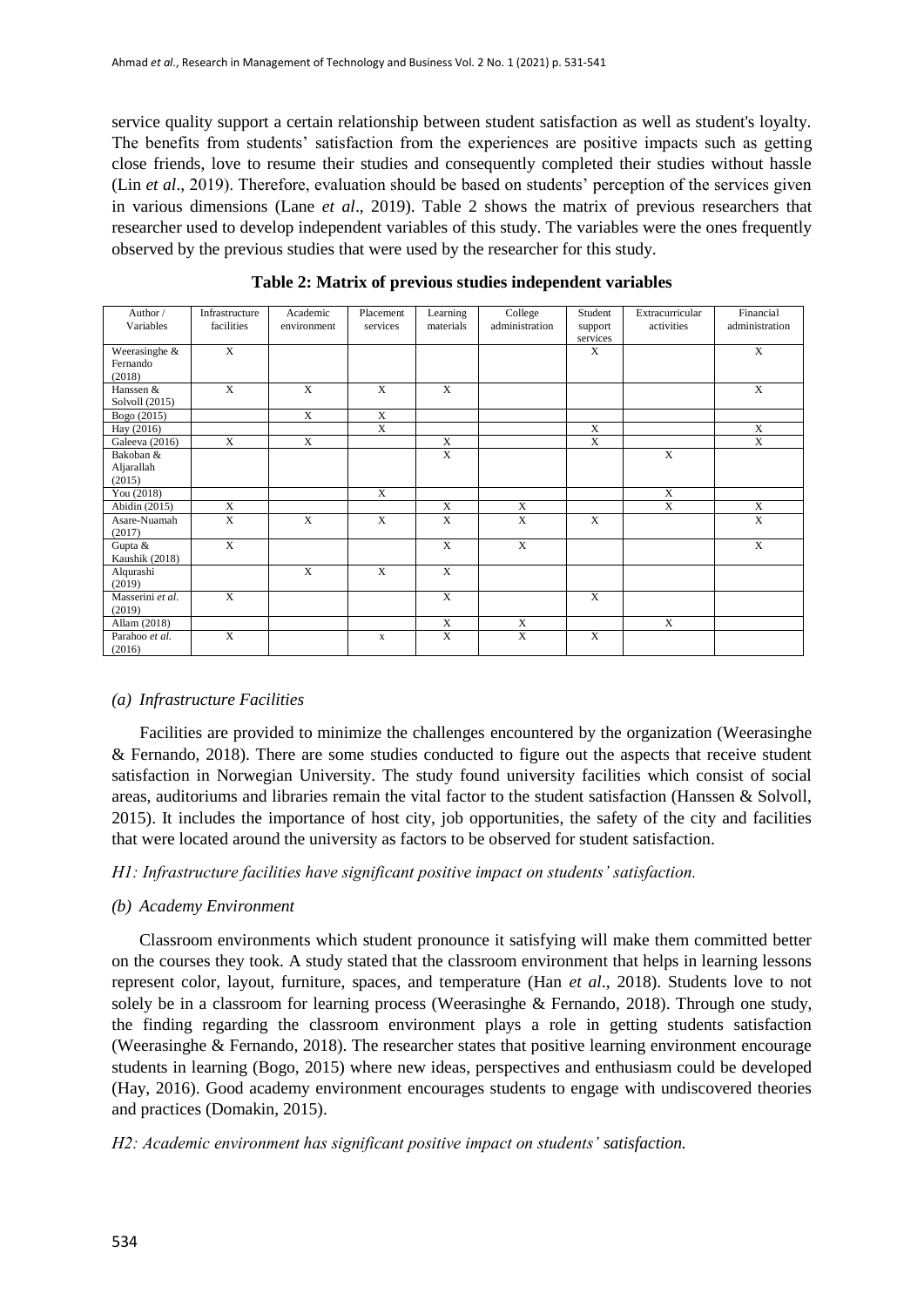service quality support a certain relationship between student satisfaction as well as student's loyalty. The benefits from students' satisfaction from the experiences are positive impacts such as getting close friends, love to resume their studies and consequently completed their studies without hassle (Lin *et al*., 2019). Therefore, evaluation should be based on students' perception of the services given in various dimensions (Lane *et al*., 2019). Table 2 shows the matrix of previous researchers that researcher used to develop independent variables of this study. The variables were the ones frequently observed by the previous studies that were used by the researcher for this study.

**Table 2: Matrix of previous studies independent variables**

| Author / Variables | Infrastructure facilities | Academic environment | Placement services | Learning materials | College administration | Student support services | Extracurricular activities | Financial administration |
|---|---|---|---|---|---|---|---|---|
| Weerasinghe & Fernando (2018) | X | | | | | X | | X |
| Hanssen & Solvoll (2015) | X | X | X | X | | | | X |
| Bogo (2015) | | X | X | | | | | |
| Hay (2016) | | | X | | | X | | X |
| Galeeva (2016) | X | X | | X | | X | | X |
| Bakoban & Aljarallah (2015) | | | | X | | | X | |
| You (2018) | | | X | | | | X | |
| Abidin (2015) | X | | | X | X | | X | X |
| Asare-Nuamah (2017) | X | X | X | X | X | X | | X |
| Gupta & Kaushik (2018) | X | | | X | X | | | X |
| Alqurashi (2019) | | X | X | X | | | | |
| Masserini *et al.* (2019) | X | | | X | | X | | |
| Allam (2018) | | | | X | X | | X | |
| Parahoo *et al.* (2016) | X | | x | X | X | X | | |

*(a) Infrastructure Facilities*

Facilities are provided to minimize the challenges encountered by the organization (Weerasinghe & Fernando, 2018). There are some studies conducted to figure out the aspects that receive student satisfaction in Norwegian University. The study found university facilities which consist of social areas, auditoriums and libraries remain the vital factor to the student satisfaction (Hanssen & Solvoll, 2015). It includes the importance of host city, job opportunities, the safety of the city and facilities that were located around the university as factors to be observed for student satisfaction.

*H1: Infrastructure facilities have significant positive impact on students' satisfaction.*

*(b) Academy Environment*

Classroom environments which student pronounce it satisfying will make them committed better on the courses they took. A study stated that the classroom environment that helps in learning lessons represent color, layout, furniture, spaces, and temperature (Han *et al*., 2018). Students love to not solely be in a classroom for learning process (Weerasinghe & Fernando, 2018). Through one study, the finding regarding the classroom environment plays a role in getting students satisfaction (Weerasinghe & Fernando, 2018). The researcher states that positive learning environment encourage students in learning (Bogo, 2015) where new ideas, perspectives and enthusiasm could be developed (Hay, 2016). Good academy environment encourages students to engage with undiscovered theories and practices (Domakin, 2015).

*H2: Academic environment has significant positive impact on students' satisfaction.*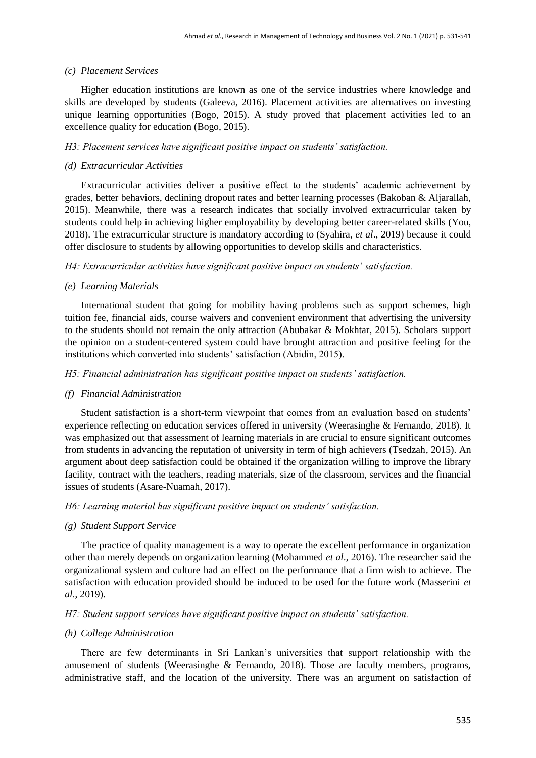*(c) Placement Services*

Higher education institutions are known as one of the service industries where knowledge and skills are developed by students (Galeeva, 2016). Placement activities are alternatives on investing unique learning opportunities (Bogo, 2015). A study proved that placement activities led to an excellence quality for education (Bogo, 2015).

*H3: Placement services have significant positive impact on students' satisfaction.*

*(d) Extracurricular Activities*

Extracurricular activities deliver a positive effect to the students' academic achievement by grades, better behaviors, declining dropout rates and better learning processes (Bakoban & Aljarallah, 2015). Meanwhile, there was a research indicates that socially involved extracurricular taken by students could help in achieving higher employability by developing better career-related skills (You, 2018). The extracurricular structure is mandatory according to (Syahira, *et al*., 2019) because it could offer disclosure to students by allowing opportunities to develop skills and characteristics.

*H4: Extracurricular activities have significant positive impact on students' satisfaction.*

*(e) Learning Materials*

International student that going for mobility having problems such as support schemes, high tuition fee, financial aids, course waivers and convenient environment that advertising the university to the students should not remain the only attraction (Abubakar & Mokhtar, 2015). Scholars support the opinion on a student-centered system could have brought attraction and positive feeling for the institutions which converted into students' satisfaction (Abidin, 2015).

*H5: Financial administration has significant positive impact on students' satisfaction.*

*(f) Financial Administration*

Student satisfaction is a short-term viewpoint that comes from an evaluation based on students' experience reflecting on education services offered in university (Weerasinghe & Fernando, 2018). It was emphasized out that assessment of learning materials in are crucial to ensure significant outcomes from students in advancing the reputation of university in term of high achievers (Tsedzah, 2015). An argument about deep satisfaction could be obtained if the organization willing to improve the library facility, contract with the teachers, reading materials, size of the classroom, services and the financial issues of students (Asare-Nuamah, 2017).

*H6: Learning material has significant positive impact on students' satisfaction.*

*(g) Student Support Service*

The practice of quality management is a way to operate the excellent performance in organization other than merely depends on organization learning (Mohammed *et al*., 2016). The researcher said the organizational system and culture had an effect on the performance that a firm wish to achieve. The satisfaction with education provided should be induced to be used for the future work (Masserini *et al*., 2019).

*H7: Student support services have significant positive impact on students' satisfaction.*

*(h) College Administration*

There are few determinants in Sri Lankan's universities that support relationship with the amusement of students (Weerasinghe & Fernando, 2018). Those are faculty members, programs, administrative staff, and the location of the university. There was an argument on satisfaction of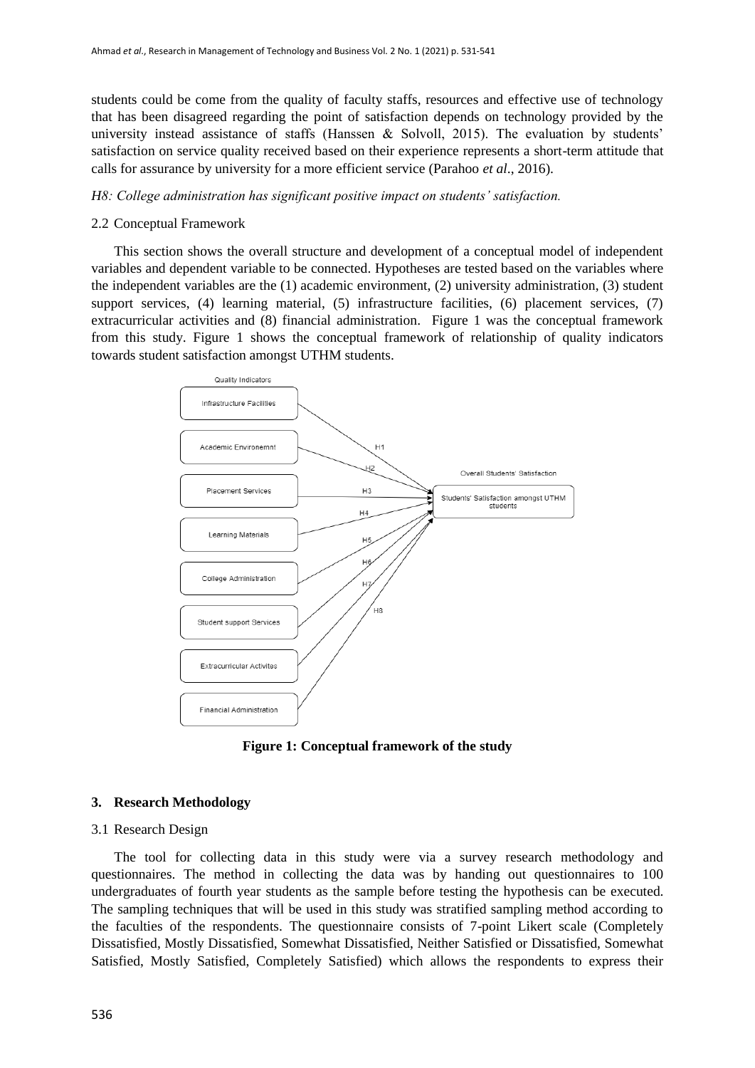students could be come from the quality of faculty staffs, resources and effective use of technology that has been disagreed regarding the point of satisfaction depends on technology provided by the university instead assistance of staffs (Hanssen & Solvoll, 2015). The evaluation by students' satisfaction on service quality received based on their experience represents a short-term attitude that calls for assurance by university for a more efficient service (Parahoo *et al*., 2016).

*H8: College administration has significant positive impact on students' satisfaction.*

### 2.2 Conceptual Framework

This section shows the overall structure and development of a conceptual model of independent variables and dependent variable to be connected. Hypotheses are tested based on the variables where the independent variables are the (1) academic environment, (2) university administration, (3) student support services, (4) learning material, (5) infrastructure facilities, (6) placement services, (7) extracurricular activities and (8) financial administration. Figure 1 was the conceptual framework from this study. Figure 1 shows the conceptual framework of relationship of quality indicators towards student satisfaction amongst UTHM students.

Quality Indicators

Infrastructure Facilities

Academic Environemnt

Placement Services

Learning Materials

College Administration

Student support Services

Extracurricular Activites

Financial Administration

H1

H2

H3

H4

H5

H6

H7

H8

Overall Students' Satisfaction

Students' Satisfaction amongst UTHM students

**Figure 1: Conceptual framework of the study**

## 3. Research Methodology

### 3.1 Research Design

The tool for collecting data in this study were via a survey research methodology and questionnaires. The method in collecting the data was by handing out questionnaires to 100 undergraduates of fourth year students as the sample before testing the hypothesis can be executed. The sampling techniques that will be used in this study was stratified sampling method according to the faculties of the respondents. The questionnaire consists of 7-point Likert scale (Completely Dissatisfied, Mostly Dissatisfied, Somewhat Dissatisfied, Neither Satisfied or Dissatisfied, Somewhat Satisfied, Mostly Satisfied, Completely Satisfied) which allows the respondents to express their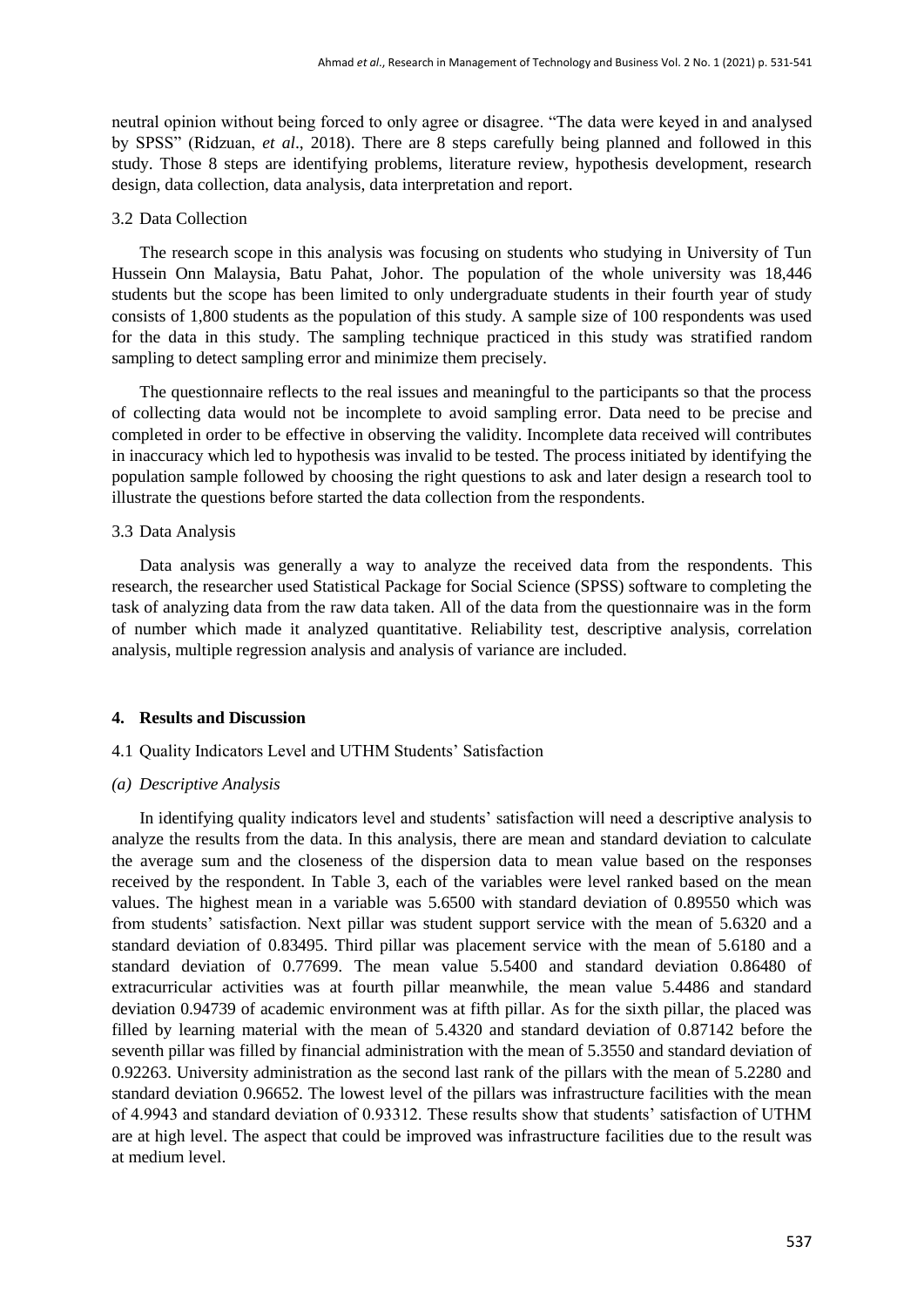neutral opinion without being forced to only agree or disagree. "The data were keyed in and analysed by SPSS" (Ridzuan, *et al*., 2018). There are 8 steps carefully being planned and followed in this study. Those 8 steps are identifying problems, literature review, hypothesis development, research design, data collection, data analysis, data interpretation and report.

### 3.2 Data Collection

The research scope in this analysis was focusing on students who studying in University of Tun Hussein Onn Malaysia, Batu Pahat, Johor. The population of the whole university was 18,446 students but the scope has been limited to only undergraduate students in their fourth year of study consists of 1,800 students as the population of this study. A sample size of 100 respondents was used for the data in this study. The sampling technique practiced in this study was stratified random sampling to detect sampling error and minimize them precisely.

The questionnaire reflects to the real issues and meaningful to the participants so that the process of collecting data would not be incomplete to avoid sampling error. Data need to be precise and completed in order to be effective in observing the validity. Incomplete data received will contributes in inaccuracy which led to hypothesis was invalid to be tested. The process initiated by identifying the population sample followed by choosing the right questions to ask and later design a research tool to illustrate the questions before started the data collection from the respondents.

### 3.3 Data Analysis

Data analysis was generally a way to analyze the received data from the respondents. This research, the researcher used Statistical Package for Social Science (SPSS) software to completing the task of analyzing data from the raw data taken. All of the data from the questionnaire was in the form of number which made it analyzed quantitative. Reliability test, descriptive analysis, correlation analysis, multiple regression analysis and analysis of variance are included.

## 4. Results and Discussion

### 4.1 Quality Indicators Level and UTHM Students' Satisfaction

#### *(a) Descriptive Analysis*

In identifying quality indicators level and students' satisfaction will need a descriptive analysis to analyze the results from the data. In this analysis, there are mean and standard deviation to calculate the average sum and the closeness of the dispersion data to mean value based on the responses received by the respondent. In Table 3, each of the variables were level ranked based on the mean values. The highest mean in a variable was 5.6500 with standard deviation of 0.89550 which was from students' satisfaction. Next pillar was student support service with the mean of 5.6320 and a standard deviation of 0.83495. Third pillar was placement service with the mean of 5.6180 and a standard deviation of 0.77699. The mean value 5.5400 and standard deviation 0.86480 of extracurricular activities was at fourth pillar meanwhile, the mean value 5.4486 and standard deviation 0.94739 of academic environment was at fifth pillar. As for the sixth pillar, the placed was filled by learning material with the mean of 5.4320 and standard deviation of 0.87142 before the seventh pillar was filled by financial administration with the mean of 5.3550 and standard deviation of 0.92263. University administration as the second last rank of the pillars with the mean of 5.2280 and standard deviation 0.96652. The lowest level of the pillars was infrastructure facilities with the mean of 4.9943 and standard deviation of 0.93312. These results show that students' satisfaction of UTHM are at high level. The aspect that could be improved was infrastructure facilities due to the result was at medium level.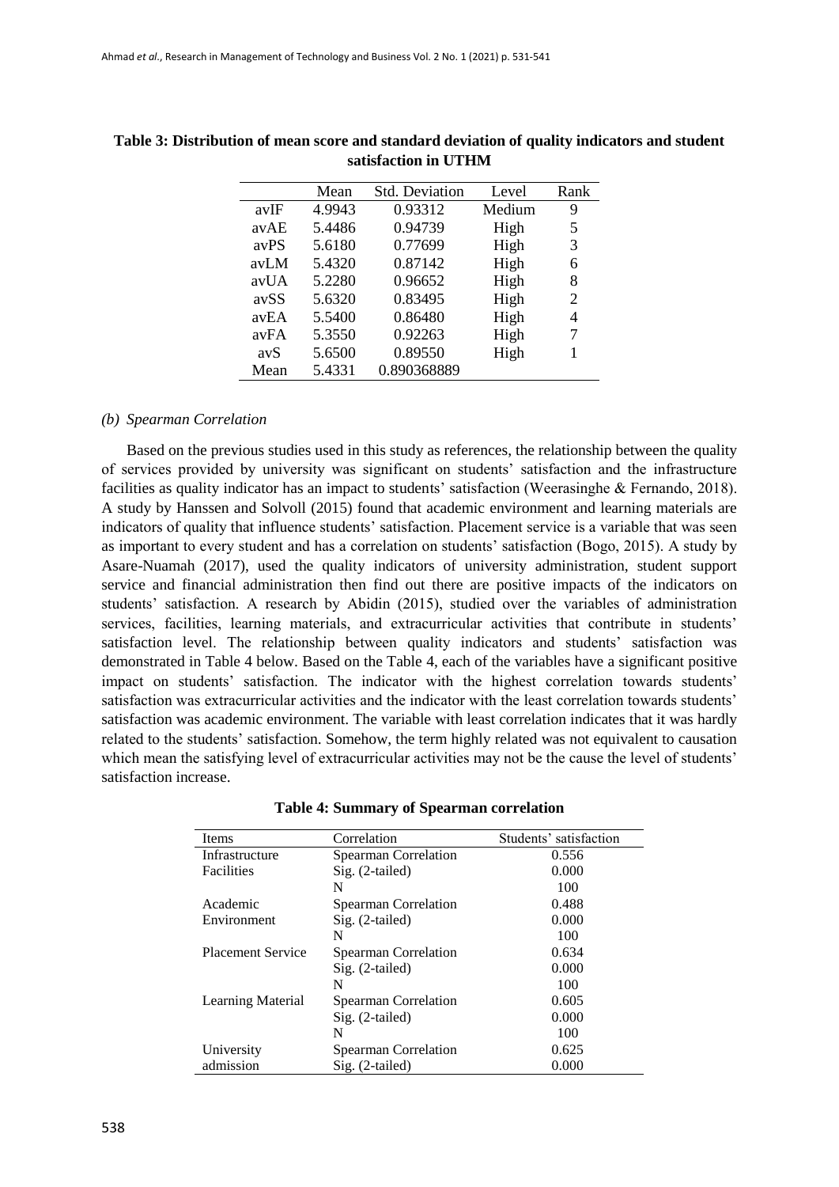**Table 3: Distribution of mean score and standard deviation of quality indicators and student satisfaction in UTHM**

| | Mean | Std. Deviation | Level | Rank |
|---|---|---|---|---|
| avIF | 4.9943 | 0.93312 | Medium | 9 |
| avAE | 5.4486 | 0.94739 | High | 5 |
| avPS | 5.6180 | 0.77699 | High | 3 |
| avLM | 5.4320 | 0.87142 | High | 6 |
| avUA | 5.2280 | 0.96652 | High | 8 |
| avSS | 5.6320 | 0.83495 | High | 2 |
| avEA | 5.5400 | 0.86480 | High | 4 |
| avFA | 5.3550 | 0.92263 | High | 7 |
| avS | 5.6500 | 0.89550 | High | 1 |
| Mean | 5.4331 | 0.890368889 | | |

*(b) Spearman Correlation*

Based on the previous studies used in this study as references, the relationship between the quality of services provided by university was significant on students' satisfaction and the infrastructure facilities as quality indicator has an impact to students' satisfaction (Weerasinghe & Fernando, 2018). A study by Hanssen and Solvoll (2015) found that academic environment and learning materials are indicators of quality that influence students' satisfaction. Placement service is a variable that was seen as important to every student and has a correlation on students' satisfaction (Bogo, 2015). A study by Asare-Nuamah (2017), used the quality indicators of university administration, student support service and financial administration then find out there are positive impacts of the indicators on students' satisfaction. A research by Abidin (2015), studied over the variables of administration services, facilities, learning materials, and extracurricular activities that contribute in students' satisfaction level. The relationship between quality indicators and students' satisfaction was demonstrated in Table 4 below. Based on the Table 4, each of the variables have a significant positive impact on students' satisfaction. The indicator with the highest correlation towards students' satisfaction was extracurricular activities and the indicator with the least correlation towards students' satisfaction was academic environment. The variable with least correlation indicates that it was hardly related to the students' satisfaction. Somehow, the term highly related was not equivalent to causation which mean the satisfying level of extracurricular activities may not be the cause the level of students' satisfaction increase.

**Table 4: Summary of Spearman correlation**

| Items | Correlation | Students' satisfaction |
|---|---|---|
| Infrastructure | Spearman Correlation | 0.556 |
| Facilities | Sig. (2-tailed) | 0.000 |
| | N | 100 |
| Academic | Spearman Correlation | 0.488 |
| Environment | Sig. (2-tailed) | 0.000 |
| | N | 100 |
| Placement Service | Spearman Correlation | 0.634 |
| | Sig. (2-tailed) | 0.000 |
| | N | 100 |
| Learning Material | Spearman Correlation | 0.605 |
| | Sig. (2-tailed) | 0.000 |
| | N | 100 |
| University | Spearman Correlation | 0.625 |
| admission | Sig. (2-tailed) | 0.000 |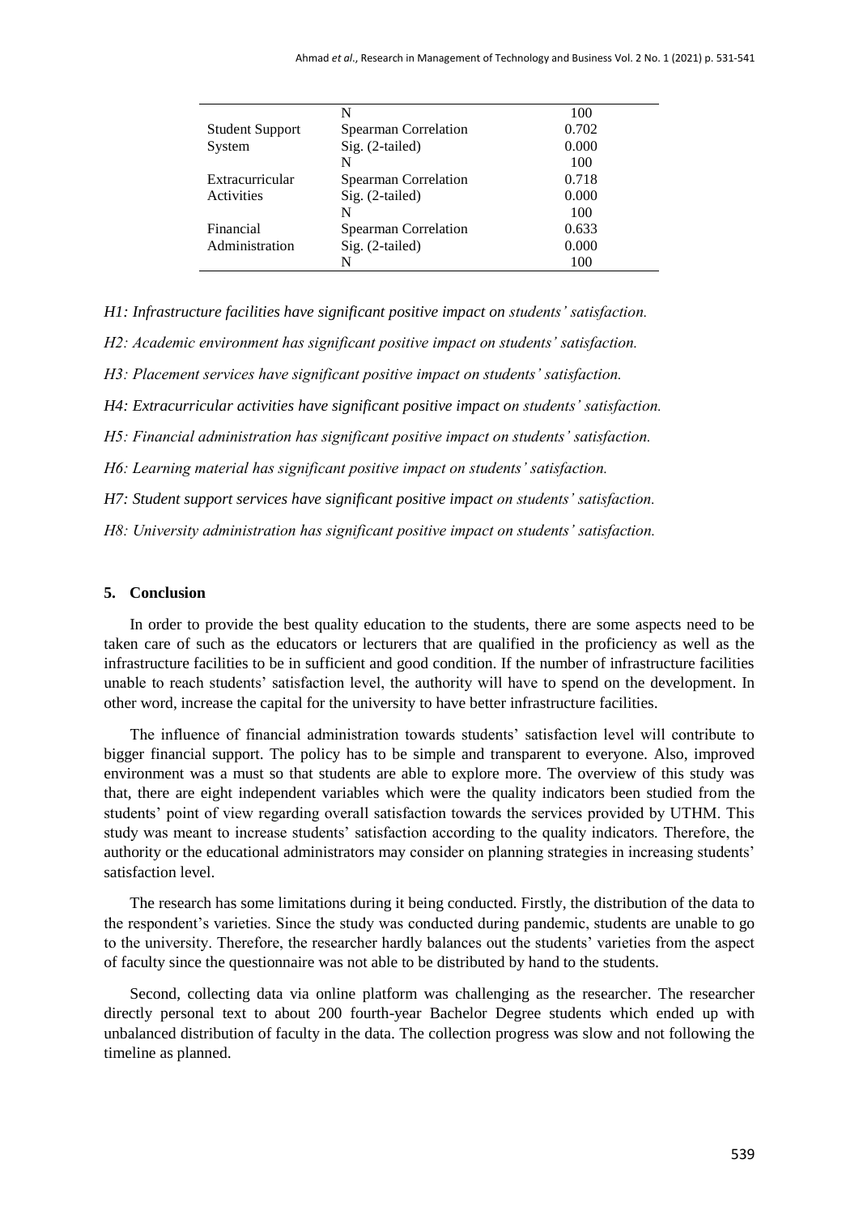| | | |
|---|---|---|
| | N | 100 |
| Student Support System | Spearman Correlation | 0.702 |
| | Sig. (2-tailed) | 0.000 |
| | N | 100 |
| Extracurricular Activities | Spearman Correlation | 0.718 |
| | Sig. (2-tailed) | 0.000 |
| | N | 100 |
| Financial Administration | Spearman Correlation | 0.633 |
| | Sig. (2-tailed) | 0.000 |
| | N | 100 |

*H1: Infrastructure facilities have significant positive impact on students' satisfaction.*

*H2: Academic environment has significant positive impact on students' satisfaction.*

*H3: Placement services have significant positive impact on students' satisfaction.*

*H4: Extracurricular activities have significant positive impact on students' satisfaction.*

*H5: Financial administration has significant positive impact on students' satisfaction.*

*H6: Learning material has significant positive impact on students' satisfaction.*

*H7: Student support services have significant positive impact on students' satisfaction.*

*H8: University administration has significant positive impact on students' satisfaction.*

## 5. Conclusion

In order to provide the best quality education to the students, there are some aspects need to be taken care of such as the educators or lecturers that are qualified in the proficiency as well as the infrastructure facilities to be in sufficient and good condition. If the number of infrastructure facilities unable to reach students' satisfaction level, the authority will have to spend on the development. In other word, increase the capital for the university to have better infrastructure facilities.

The influence of financial administration towards students' satisfaction level will contribute to bigger financial support. The policy has to be simple and transparent to everyone. Also, improved environment was a must so that students are able to explore more. The overview of this study was that, there are eight independent variables which were the quality indicators been studied from the students' point of view regarding overall satisfaction towards the services provided by UTHM. This study was meant to increase students' satisfaction according to the quality indicators. Therefore, the authority or the educational administrators may consider on planning strategies in increasing students' satisfaction level.

The research has some limitations during it being conducted. Firstly, the distribution of the data to the respondent's varieties. Since the study was conducted during pandemic, students are unable to go to the university. Therefore, the researcher hardly balances out the students' varieties from the aspect of faculty since the questionnaire was not able to be distributed by hand to the students.

Second, collecting data via online platform was challenging as the researcher. The researcher directly personal text to about 200 fourth-year Bachelor Degree students which ended up with unbalanced distribution of faculty in the data. The collection progress was slow and not following the timeline as planned.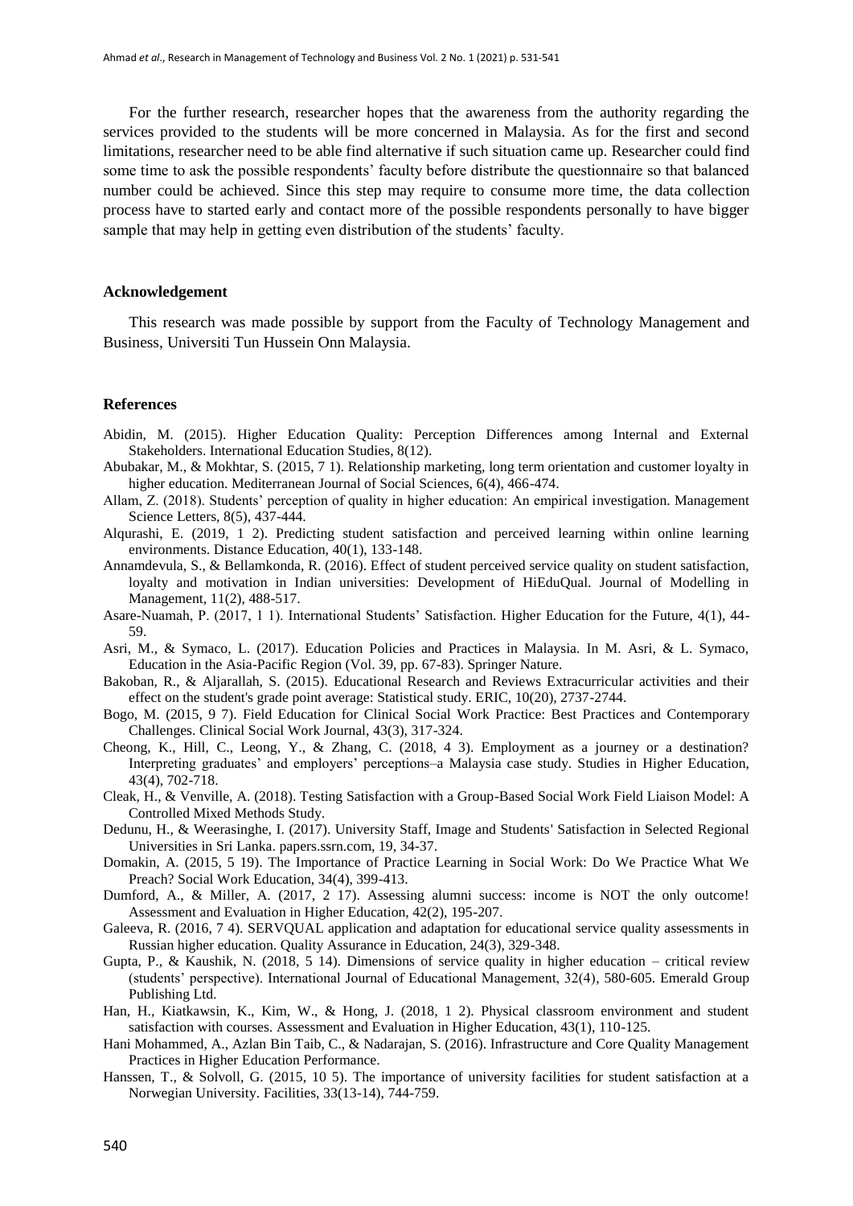For the further research, researcher hopes that the awareness from the authority regarding the services provided to the students will be more concerned in Malaysia. As for the first and second limitations, researcher need to be able find alternative if such situation came up. Researcher could find some time to ask the possible respondents' faculty before distribute the questionnaire so that balanced number could be achieved. Since this step may require to consume more time, the data collection process have to started early and contact more of the possible respondents personally to have bigger sample that may help in getting even distribution of the students' faculty.

## Acknowledgement

This research was made possible by support from the Faculty of Technology Management and Business, Universiti Tun Hussein Onn Malaysia.

## References

Abidin, M. (2015). Higher Education Quality: Perception Differences among Internal and External Stakeholders. International Education Studies, 8(12).

Abubakar, M., & Mokhtar, S. (2015, 7 1). Relationship marketing, long term orientation and customer loyalty in higher education. Mediterranean Journal of Social Sciences, 6(4), 466-474.

Allam, Z. (2018). Students' perception of quality in higher education: An empirical investigation. Management Science Letters, 8(5), 437-444.

Alqurashi, E. (2019, 1 2). Predicting student satisfaction and perceived learning within online learning environments. Distance Education, 40(1), 133-148.

Annamdevula, S., & Bellamkonda, R. (2016). Effect of student perceived service quality on student satisfaction, loyalty and motivation in Indian universities: Development of HiEduQual. Journal of Modelling in Management, 11(2), 488-517.

Asare-Nuamah, P. (2017, 1 1). International Students' Satisfaction. Higher Education for the Future, 4(1), 44-59.

Asri, M., & Symaco, L. (2017). Education Policies and Practices in Malaysia. In M. Asri, & L. Symaco, Education in the Asia-Pacific Region (Vol. 39, pp. 67-83). Springer Nature.

Bakoban, R., & Aljarallah, S. (2015). Educational Research and Reviews Extracurricular activities and their effect on the student's grade point average: Statistical study. ERIC, 10(20), 2737-2744.

Bogo, M. (2015, 9 7). Field Education for Clinical Social Work Practice: Best Practices and Contemporary Challenges. Clinical Social Work Journal, 43(3), 317-324.

Cheong, K., Hill, C., Leong, Y., & Zhang, C. (2018, 4 3). Employment as a journey or a destination? Interpreting graduates' and employers' perceptions–a Malaysia case study. Studies in Higher Education, 43(4), 702-718.

Cleak, H., & Venville, A. (2018). Testing Satisfaction with a Group-Based Social Work Field Liaison Model: A Controlled Mixed Methods Study.

Dedunu, H., & Weerasinghe, I. (2017). University Staff, Image and Students' Satisfaction in Selected Regional Universities in Sri Lanka. papers.ssrn.com, 19, 34-37.

Domakin, A. (2015, 5 19). The Importance of Practice Learning in Social Work: Do We Practice What We Preach? Social Work Education, 34(4), 399-413.

Dumford, A., & Miller, A. (2017, 2 17). Assessing alumni success: income is NOT the only outcome! Assessment and Evaluation in Higher Education, 42(2), 195-207.

Galeeva, R. (2016, 7 4). SERVQUAL application and adaptation for educational service quality assessments in Russian higher education. Quality Assurance in Education, 24(3), 329-348.

Gupta, P., & Kaushik, N. (2018, 5 14). Dimensions of service quality in higher education – critical review (students' perspective). International Journal of Educational Management, 32(4), 580-605. Emerald Group Publishing Ltd.

Han, H., Kiatkawsin, K., Kim, W., & Hong, J. (2018, 1 2). Physical classroom environment and student satisfaction with courses. Assessment and Evaluation in Higher Education, 43(1), 110-125.

Hani Mohammed, A., Azlan Bin Taib, C., & Nadarajan, S. (2016). Infrastructure and Core Quality Management Practices in Higher Education Performance.

Hanssen, T., & Solvoll, G. (2015, 10 5). The importance of university facilities for student satisfaction at a Norwegian University. Facilities, 33(13-14), 744-759.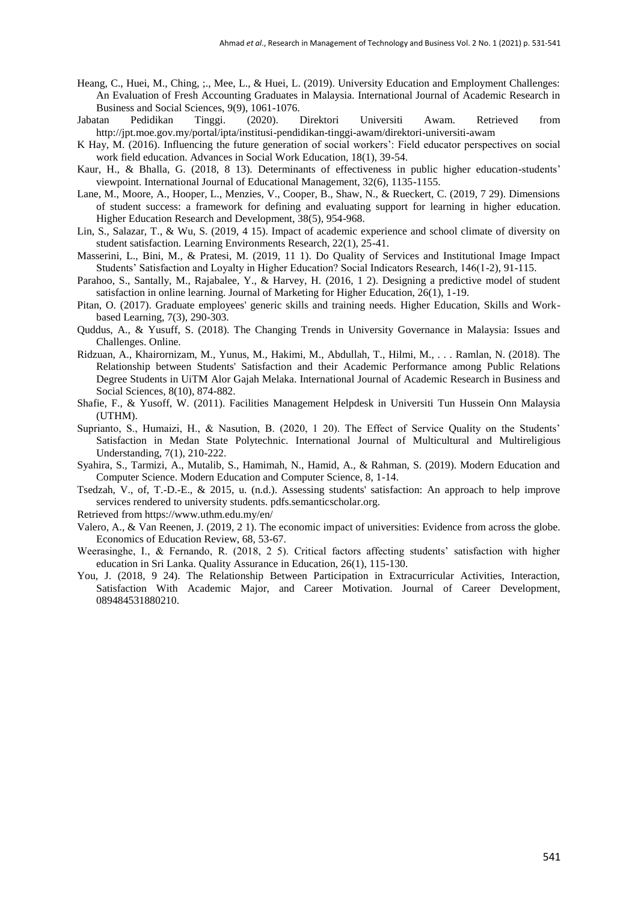Heang, C., Huei, M., Ching, ;., Mee, L., & Huei, L. (2019). University Education and Employment Challenges: An Evaluation of Fresh Accounting Graduates in Malaysia. International Journal of Academic Research in Business and Social Sciences, 9(9), 1061-1076.

Jabatan Pedidikan Tinggi. (2020). Direktori Universiti Awam. Retrieved from http://jpt.moe.gov.my/portal/ipta/institusi-pendidikan-tinggi-awam/direktori-universiti-awam

K Hay, M. (2016). Influencing the future generation of social workers': Field educator perspectives on social work field education. Advances in Social Work Education, 18(1), 39-54.

Kaur, H., & Bhalla, G. (2018, 8 13). Determinants of effectiveness in public higher education-students' viewpoint. International Journal of Educational Management, 32(6), 1135-1155.

Lane, M., Moore, A., Hooper, L., Menzies, V., Cooper, B., Shaw, N., & Rueckert, C. (2019, 7 29). Dimensions of student success: a framework for defining and evaluating support for learning in higher education. Higher Education Research and Development, 38(5), 954-968.

Lin, S., Salazar, T., & Wu, S. (2019, 4 15). Impact of academic experience and school climate of diversity on student satisfaction. Learning Environments Research, 22(1), 25-41.

Masserini, L., Bini, M., & Pratesi, M. (2019, 11 1). Do Quality of Services and Institutional Image Impact Students' Satisfaction and Loyalty in Higher Education? Social Indicators Research, 146(1-2), 91-115.

Parahoo, S., Santally, M., Rajabalee, Y., & Harvey, H. (2016, 1 2). Designing a predictive model of student satisfaction in online learning. Journal of Marketing for Higher Education, 26(1), 1-19.

Pitan, O. (2017). Graduate employees' generic skills and training needs. Higher Education, Skills and Work-based Learning, 7(3), 290-303.

Quddus, A., & Yusuff, S. (2018). The Changing Trends in University Governance in Malaysia: Issues and Challenges. Online.

Ridzuan, A., Khairornizam, M., Yunus, M., Hakimi, M., Abdullah, T., Hilmi, M., . . . Ramlan, N. (2018). The Relationship between Students' Satisfaction and their Academic Performance among Public Relations Degree Students in UiTM Alor Gajah Melaka. International Journal of Academic Research in Business and Social Sciences, 8(10), 874-882.

Shafie, F., & Yusoff, W. (2011). Facilities Management Helpdesk in Universiti Tun Hussein Onn Malaysia (UTHM).

Suprianto, S., Humaizi, H., & Nasution, B. (2020, 1 20). The Effect of Service Quality on the Students' Satisfaction in Medan State Polytechnic. International Journal of Multicultural and Multireligious Understanding, 7(1), 210-222.

Syahira, S., Tarmizi, A., Mutalib, S., Hamimah, N., Hamid, A., & Rahman, S. (2019). Modern Education and Computer Science. Modern Education and Computer Science, 8, 1-14.

Tsedzah, V., of, T.-D.-E., & 2015, u. (n.d.). Assessing students' satisfaction: An approach to help improve services rendered to university students. pdfs.semanticscholar.org.

Retrieved from https://www.uthm.edu.my/en/

Valero, A., & Van Reenen, J. (2019, 2 1). The economic impact of universities: Evidence from across the globe. Economics of Education Review, 68, 53-67.

Weerasinghe, I., & Fernando, R. (2018, 2 5). Critical factors affecting students' satisfaction with higher education in Sri Lanka. Quality Assurance in Education, 26(1), 115-130.

You, J. (2018, 9 24). The Relationship Between Participation in Extracurricular Activities, Interaction, Satisfaction With Academic Major, and Career Motivation. Journal of Career Development, 089484531880210.